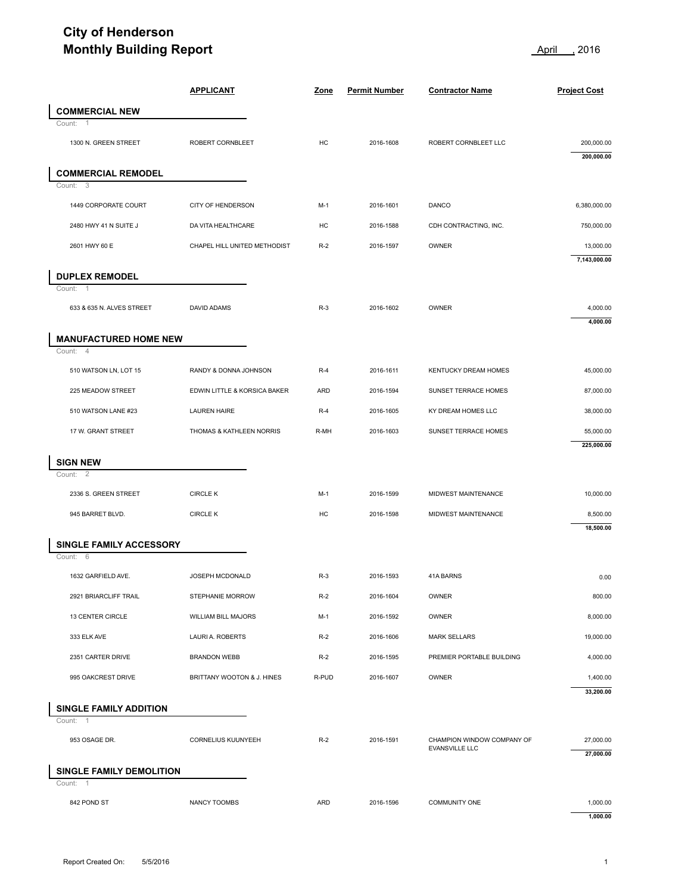# City of Henderson
# Monthly Building Report

April , 2016

| | APPLICANT | Zone | Permit Number | Contractor Name | Project Cost |
|---|---|---|---|---|---|
| **COMMERCIAL NEW** | | | | | |
| Count: 1 | | | | | |
| 1300 N. GREEN STREET | ROBERT CORNBLEET | HC | 2016-1608 | ROBERT CORNBLEET LLC | 200,000.00 |
| | | | | | **200,000.00** |
| **COMMERCIAL REMODEL** | | | | | |
| Count: 3 | | | | | |
| 1449 CORPORATE COURT | CITY OF HENDERSON | M-1 | 2016-1601 | DANCO | 6,380,000.00 |
| 2480 HWY 41 N SUITE J | DA VITA HEALTHCARE | HC | 2016-1588 | CDH CONTRACTING, INC. | 750,000.00 |
| 2601 HWY 60 E | CHAPEL HILL UNITED METHODIST | R-2 | 2016-1597 | OWNER | 13,000.00 |
| | | | | | **7,143,000.00** |
| **DUPLEX REMODEL** | | | | | |
| Count: 1 | | | | | |
| 633 & 635 N. ALVES STREET | DAVID ADAMS | R-3 | 2016-1602 | OWNER | 4,000.00 |
| | | | | | **4,000.00** |
| **MANUFACTURED HOME NEW** | | | | | |
| Count: 4 | | | | | |
| 510 WATSON LN, LOT 15 | RANDY & DONNA JOHNSON | R-4 | 2016-1611 | KENTUCKY DREAM HOMES | 45,000.00 |
| 225 MEADOW STREET | EDWIN LITTLE & KORSICA BAKER | ARD | 2016-1594 | SUNSET TERRACE HOMES | 87,000.00 |
| 510 WATSON LANE #23 | LAUREN HAIRE | R-4 | 2016-1605 | KY DREAM HOMES LLC | 38,000.00 |
| 17 W. GRANT STREET | THOMAS & KATHLEEN NORRIS | R-MH | 2016-1603 | SUNSET TERRACE HOMES | 55,000.00 |
| | | | | | **225,000.00** |
| **SIGN NEW** | | | | | |
| Count: 2 | | | | | |
| 2336 S. GREEN STREET | CIRCLE K | M-1 | 2016-1599 | MIDWEST MAINTENANCE | 10,000.00 |
| 945 BARRET BLVD. | CIRCLE K | HC | 2016-1598 | MIDWEST MAINTENANCE | 8,500.00 |
| | | | | | **18,500.00** |
| **SINGLE FAMILY ACCESSORY** | | | | | |
| Count: 6 | | | | | |
| 1632 GARFIELD AVE. | JOSEPH MCDONALD | R-3 | 2016-1593 | 41A BARNS | 0.00 |
| 2921 BRIARCLIFF TRAIL | STEPHANIE MORROW | R-2 | 2016-1604 | OWNER | 800.00 |
| 13 CENTER CIRCLE | WILLIAM BILL MAJORS | M-1 | 2016-1592 | OWNER | 8,000.00 |
| 333 ELK AVE | LAURI A. ROBERTS | R-2 | 2016-1606 | MARK SELLARS | 19,000.00 |
| 2351 CARTER DRIVE | BRANDON WEBB | R-2 | 2016-1595 | PREMIER PORTABLE BUILDING | 4,000.00 |
| 995 OAKCREST DRIVE | BRITTANY WOOTON & J. HINES | R-PUD | 2016-1607 | OWNER | 1,400.00 |
| | | | | | **33,200.00** |
| **SINGLE FAMILY ADDITION** | | | | | |
| Count: 1 | | | | | |
| 953 OSAGE DR. | CORNELIUS KUUNYEEH | R-2 | 2016-1591 | CHAMPION WINDOW COMPANY OF EVANSVILLE LLC | 27,000.00 |
| | | | | | **27,000.00** |
| **SINGLE FAMILY DEMOLITION** | | | | | |
| Count: 1 | | | | | |
| 842 POND ST | NANCY TOOMBS | ARD | 2016-1596 | COMMUNITY ONE | 1,000.00 |
| | | | | | **1,000.00** |

Report Created On: 5/5/2016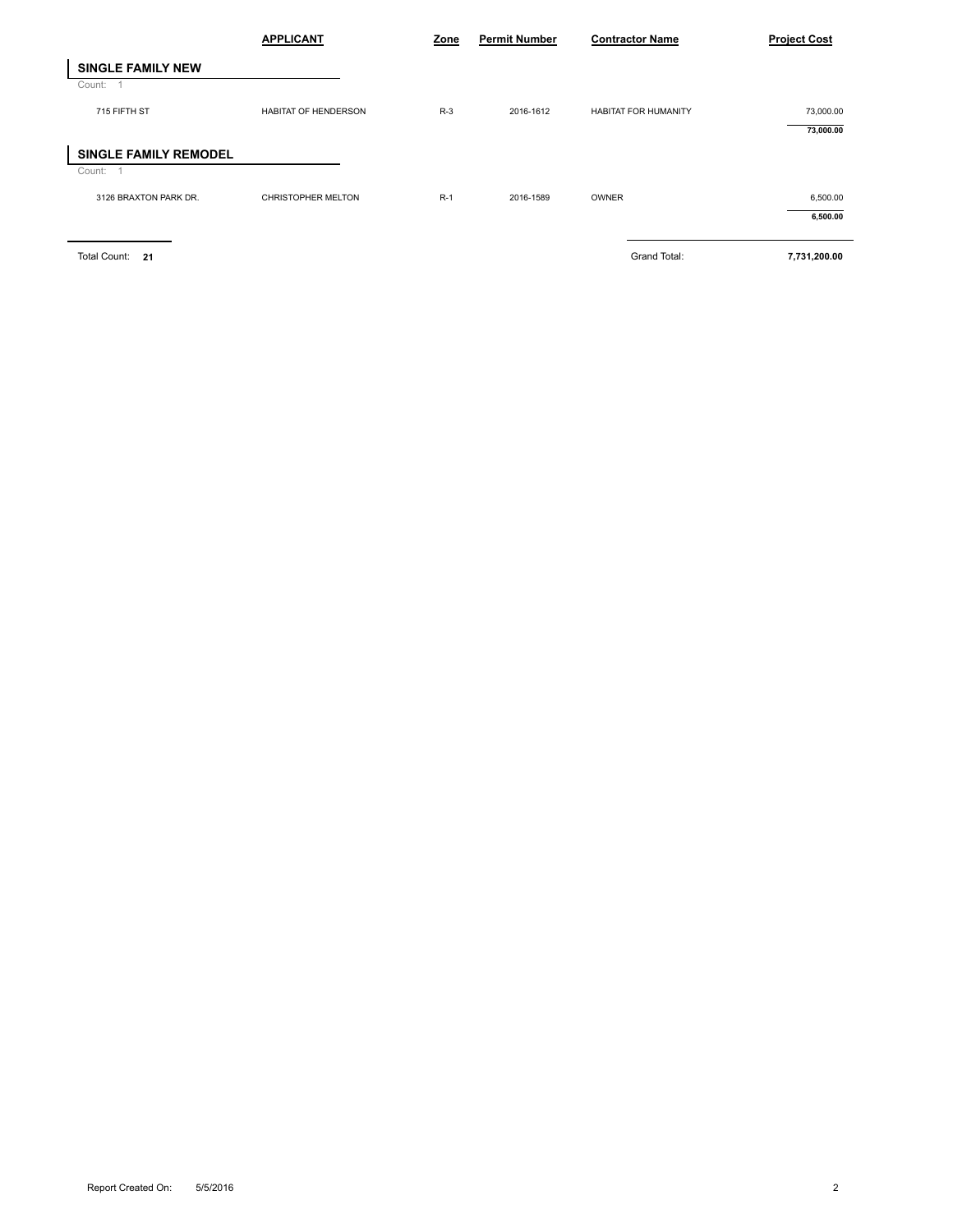| | APPLICANT | Zone | Permit Number | Contractor Name | Project Cost |
|---|---|---|---|---|---|
| **SINGLE FAMILY NEW** | | | | | |
| Count: 1 | | | | | |
| 715 FIFTH ST | HABITAT OF HENDERSON | R-3 | 2016-1612 | HABITAT FOR HUMANITY | 73,000.00 |
| | | | | | **73,000.00** |
| **SINGLE FAMILY REMODEL** | | | | | |
| Count: 1 | | | | | |
| 3126 BRAXTON PARK DR. | CHRISTOPHER MELTON | R-1 | 2016-1589 | OWNER | 6,500.00 |
| | | | | | **6,500.00** |

Total Count: **21**

Grand Total: **7,731,200.00**

Report Created On: 5/5/2016